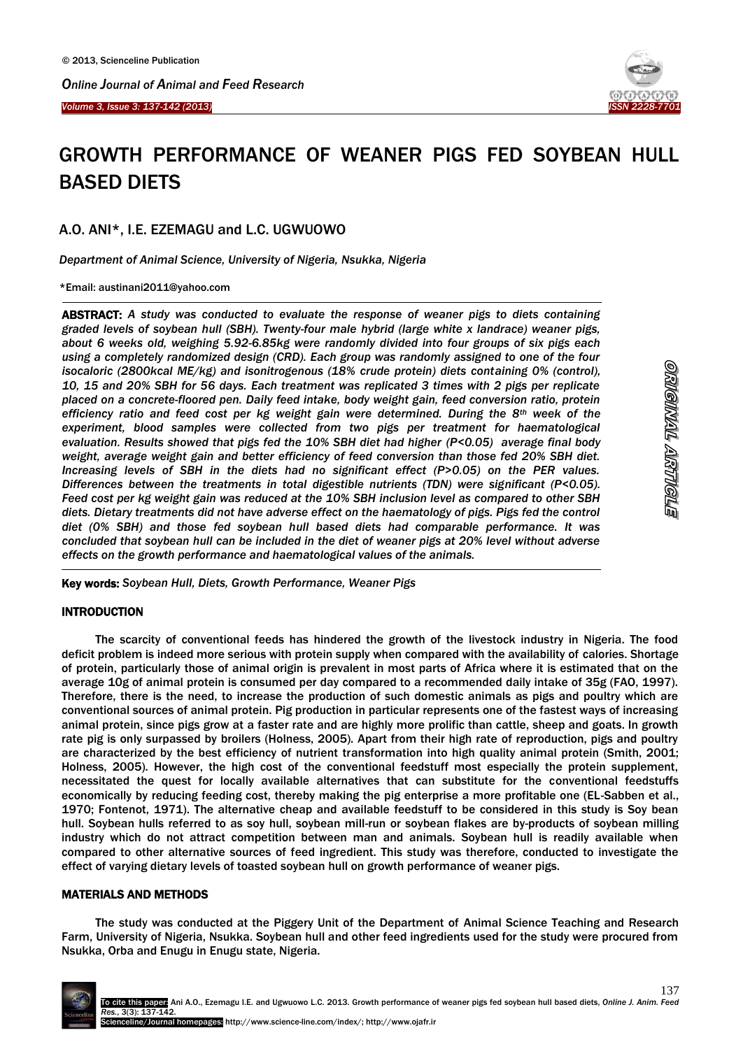# GROWTH PERFORMANCE OF WEANER PIGS FED SOYBEAN HULL BASED DIETS

A.O. ANI*, I.E. EZEMAGU and L.C. UGWUOWO

*Department of Animal Science, University of Nigeria, Nsukka, Nigeria*

*Email: austinani2011@yahoo.com

**ABSTRACT:** *A study was conducted to evaluate the response of weaner pigs to diets containing graded levels of soybean hull (SBH). Twenty-four male hybrid (large white x landrace) weaner pigs, about 6 weeks old, weighing 5.92-6.85kg were randomly divided into four groups of six pigs each using a completely randomized design (CRD). Each group was randomly assigned to one of the four isocaloric (2800kcal ME/kg) and isonitrogenous (18% crude protein) diets containing 0% (control), 10, 15 and 20% SBH for 56 days. Each treatment was replicated 3 times with 2 pigs per replicate placed on a concrete-floored pen. Daily feed intake, body weight gain, feed conversion ratio, protein efficiency ratio and feed cost per kg weight gain were determined. During the 8th week of the experiment, blood samples were collected from two pigs per treatment for haematological evaluation. Results showed that pigs fed the 10% SBH diet had higher (P<0.05) average final body weight, average weight gain and better efficiency of feed conversion than those fed 20% SBH diet. Increasing levels of SBH in the diets had no significant effect (P>0.05) on the PER values. Differences between the treatments in total digestible nutrients (TDN) were significant (P<0.05). Feed cost per kg weight gain was reduced at the 10% SBH inclusion level as compared to other SBH diets. Dietary treatments did not have adverse effect on the haematology of pigs. Pigs fed the control diet (0% SBH) and those fed soybean hull based diets had comparable performance. It was concluded that soybean hull can be included in the diet of weaner pigs at 20% level without adverse effects on the growth performance and haematological values of the animals.*

**Key words:** *Soybean Hull, Diets, Growth Performance, Weaner Pigs*

ORIGINAL ARTICLE

## INTRODUCTION

The scarcity of conventional feeds has hindered the growth of the livestock industry in Nigeria. The food deficit problem is indeed more serious with protein supply when compared with the availability of calories. Shortage of protein, particularly those of animal origin is prevalent in most parts of Africa where it is estimated that on the average 10g of animal protein is consumed per day compared to a recommended daily intake of 35g (FAO, 1997). Therefore, there is the need, to increase the production of such domestic animals as pigs and poultry which are conventional sources of animal protein. Pig production in particular represents one of the fastest ways of increasing animal protein, since pigs grow at a faster rate and are highly more prolific than cattle, sheep and goats. In growth rate pig is only surpassed by broilers (Holness, 2005). Apart from their high rate of reproduction, pigs and poultry are characterized by the best efficiency of nutrient transformation into high quality animal protein (Smith, 2001; Holness, 2005). However, the high cost of the conventional feedstuff most especially the protein supplement, necessitated the quest for locally available alternatives that can substitute for the conventional feedstuffs economically by reducing feeding cost, thereby making the pig enterprise a more profitable one (EL-Sabben et al., 1970; Fontenot, 1971). The alternative cheap and available feedstuff to be considered in this study is Soy bean hull. Soybean hulls referred to as soy hull, soybean mill-run or soybean flakes are by-products of soybean milling industry which do not attract competition between man and animals. Soybean hull is readily available when compared to other alternative sources of feed ingredient. This study was therefore, conducted to investigate the effect of varying dietary levels of toasted soybean hull on growth performance of weaner pigs.

## MATERIALS AND METHODS

The study was conducted at the Piggery Unit of the Department of Animal Science Teaching and Research Farm, University of Nigeria, Nsukka. Soybean hull and other feed ingredients used for the study were procured from Nsukka, Orba and Enugu in Enugu state, Nigeria.

To cite this paper: Ani A.O., Ezemagu I.E. and Ugwuowo L.C. 2013. Growth performance of weaner pigs fed soybean hull based diets, *Online J. Anim. Feed Res.*, 3(3): 137-142.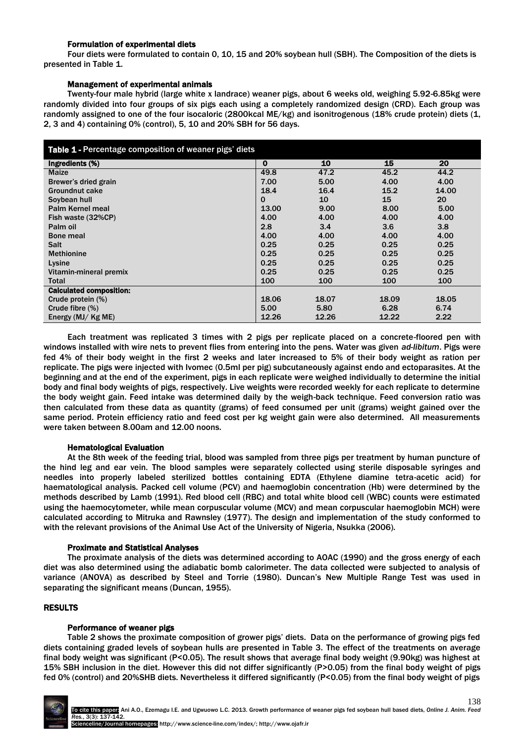### Formulation of experimental diets

Four diets were formulated to contain 0, 10, 15 and 20% soybean hull (SBH). The Composition of the diets is presented in Table 1.

### Management of experimental animals

Twenty-four male hybrid (large white x landrace) weaner pigs, about 6 weeks old, weighing 5.92-6.85kg were randomly divided into four groups of six pigs each using a completely randomized design (CRD). Each group was randomly assigned to one of the four isocaloric (2800kcal ME/kg) and isonitrogenous (18% crude protein) diets (1, 2, 3 and 4) containing 0% (control), 5, 10 and 20% SBH for 56 days.

**Table 1 -** Percentage composition of weaner pigs' diets

| Ingredients (%) | 0 | 10 | 15 | 20 |
|---|---|---|---|---|
| Maize | 49.8 | 47.2 | 45.2 | 44.2 |
| Brewer's dried grain | 7.00 | 5.00 | 4.00 | 4.00 |
| Groundnut cake | 18.4 | 16.4 | 15.2 | 14.00 |
| Soybean hull | 0 | 10 | 15 | 20 |
| Palm Kernel meal | 13.00 | 9.00 | 8.00 | 5.00 |
| Fish waste (32%CP) | 4.00 | 4.00 | 4.00 | 4.00 |
| Palm oil | 2.8 | 3.4 | 3.6 | 3.8 |
| Bone meal | 4.00 | 4.00 | 4.00 | 4.00 |
| Salt | 0.25 | 0.25 | 0.25 | 0.25 |
| Methionine | 0.25 | 0.25 | 0.25 | 0.25 |
| Lysine | 0.25 | 0.25 | 0.25 | 0.25 |
| Vitamin-mineral premix | 0.25 | 0.25 | 0.25 | 0.25 |
| Total | 100 | 100 | 100 | 100 |
| **Calculated composition:** | | | | |
| Crude protein (%) | 18.06 | 18.07 | 18.09 | 18.05 |
| Crude fibre (%) | 5.00 | 5.80 | 6.28 | 6.74 |
| Energy (MJ/ Kg ME) | 12.26 | 12.26 | 12.22 | 2.22 |

Each treatment was replicated 3 times with 2 pigs per replicate placed on a concrete-floored pen with windows installed with wire nets to prevent flies from entering into the pens. Water was given *ad-libitum*. Pigs were fed 4% of their body weight in the first 2 weeks and later increased to 5% of their body weight as ration per replicate. The pigs were injected with Ivomec (0.5ml per pig) subcutaneously against endo and ectoparasites. At the beginning and at the end of the experiment, pigs in each replicate were weighed individually to determine the initial body and final body weights of pigs, respectively. Live weights were recorded weekly for each replicate to determine the body weight gain. Feed intake was determined daily by the weigh-back technique. Feed conversion ratio was then calculated from these data as quantity (grams) of feed consumed per unit (grams) weight gained over the same period. Protein efficiency ratio and feed cost per kg weight gain were also determined. All measurements were taken between 8.00am and 12.00 noons.

### Hematological Evaluation

At the 8th week of the feeding trial, blood was sampled from three pigs per treatment by human puncture of the hind leg and ear vein. The blood samples were separately collected using sterile disposable syringes and needles into properly labeled sterilized bottles containing EDTA (Ethylene diamine tetra-acetic acid) for haematological analysis. Packed cell volume (PCV) and haemoglobin concentration (Hb) were determined by the methods described by Lamb (1991). Red blood cell (RBC) and total white blood cell (WBC) counts were estimated using the haemocytometer, while mean corpuscular volume (MCV) and mean corpuscular haemoglobin MCH) were calculated according to Mitruka and Rawnsley (1977). The design and implementation of the study conformed to with the relevant provisions of the Animal Use Act of the University of Nigeria, Nsukka (2006).

### Proximate and Statistical Analyses

The proximate analysis of the diets was determined according to AOAC (1990) and the gross energy of each diet was also determined using the adiabatic bomb calorimeter. The data collected were subjected to analysis of variance (ANOVA) as described by Steel and Torrie (1980). Duncan's New Multiple Range Test was used in separating the significant means (Duncan, 1955).

## RESULTS

### Performance of weaner pigs

Table 2 shows the proximate composition of grower pigs' diets. Data on the performance of growing pigs fed diets containing graded levels of soybean hulls are presented in Table 3. The effect of the treatments on average final body weight was significant ($P<0.05$). The result shows that average final body weight (9.90kg) was highest at 15% SBH inclusion in the diet. However this did not differ significantly ($P>0.05$) from the final body weight of pigs fed 0% (control) and 20%SHB diets. Nevertheless it differed significantly ($P<0.05$) from the final body weight of pigs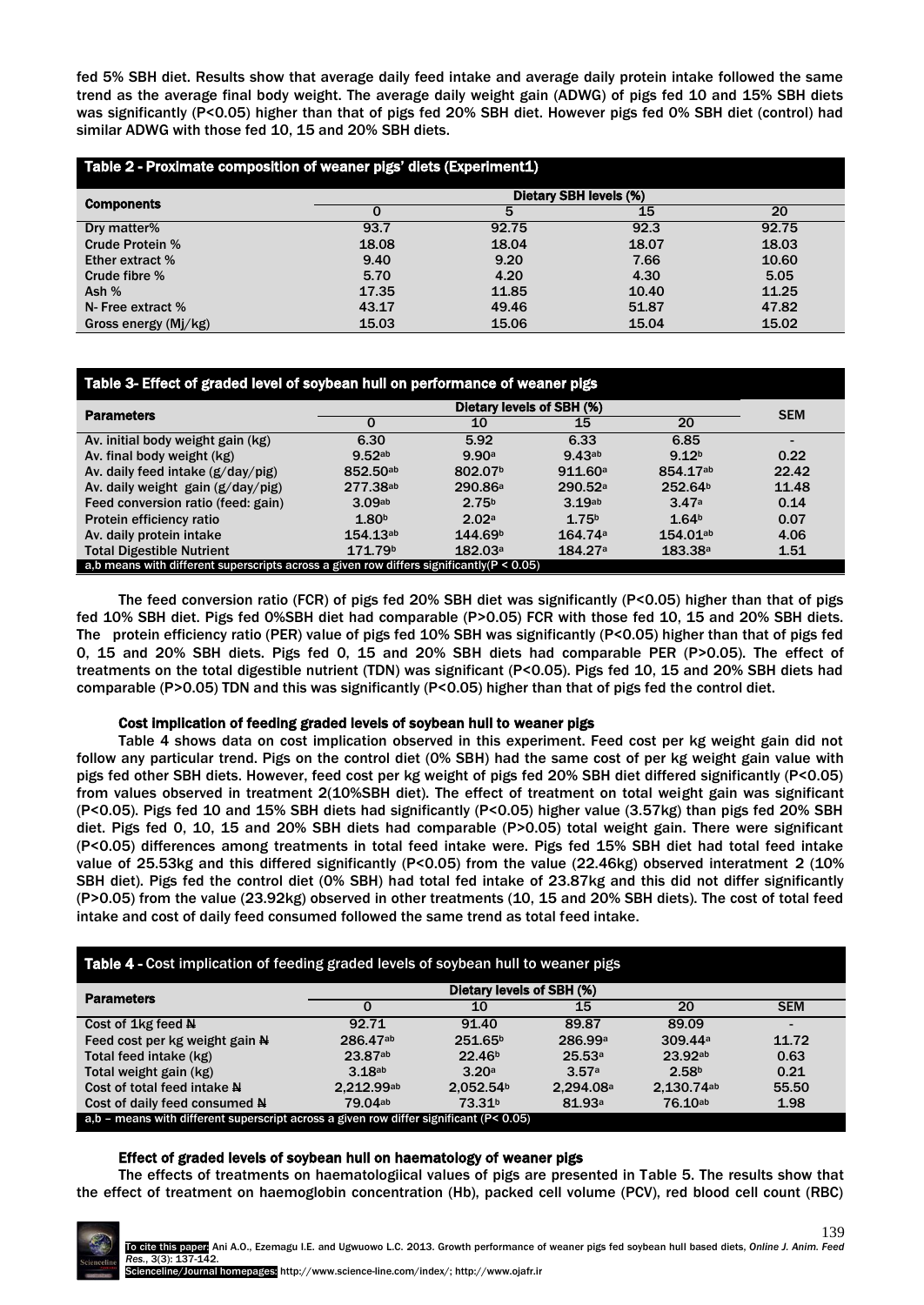fed 5% SBH diet. Results show that average daily feed intake and average daily protein intake followed the same trend as the average final body weight. The average daily weight gain (ADWG) of pigs fed 10 and 15% SBH diets was significantly (P<0.05) higher than that of pigs fed 20% SBH diet. However pigs fed 0% SBH diet (control) had similar ADWG with those fed 10, 15 and 20% SBH diets.

**Table 2 - Proximate composition of weaner pigs' diets (Experiment1)**

| Components | Dietary SBH levels (%) | | | |
|---|---|---|---|---|
| | 0 | 5 | 15 | 20 |
| Dry matter% | 93.7 | 92.75 | 92.3 | 92.75 |
| Crude Protein % | 18.08 | 18.04 | 18.07 | 18.03 |
| Ether extract % | 9.40 | 9.20 | 7.66 | 10.60 |
| Crude fibre % | 5.70 | 4.20 | 4.30 | 5.05 |
| Ash % | 17.35 | 11.85 | 10.40 | 11.25 |
| N- Free extract % | 43.17 | 49.46 | 51.87 | 47.82 |
| Gross energy (Mj/kg) | 15.03 | 15.06 | 15.04 | 15.02 |

**Table 3- Effect of graded level of soybean hull on performance of weaner pigs**

| Parameters | Dietary levels of SBH (%) | | | | SEM |
|---|---|---|---|---|---|
| | 0 | 10 | 15 | 20 | |
| Av. initial body weight gain (kg) | 6.30 | 5.92 | 6.33 | 6.85 | - |
| Av. final body weight (kg) | 9.52[ab] | 9.90[a] | 9.43[ab] | 9.12[b] | 0.22 |
| Av. daily feed intake (g/day/pig) | 852.50[ab] | 802.07[b] | 911.60[a] | 854.17[ab] | 22.42 |
| Av. daily weight gain (g/day/pig) | 277.38[ab] | 290.86[a] | 290.52[a] | 252.64[b] | 11.48 |
| Feed conversion ratio (feed: gain) | 3.09[ab] | 2.75[b] | 3.19[ab] | 3.47[a] | 0.14 |
| Protein efficiency ratio | 1.80[b] | 2.02[a] | 1.75[b] | 1.64[b] | 0.07 |
| Av. daily protein intake | 154.13[ab] | 144.69[b] | 164.74[a] | 154.01[ab] | 4.06 |
| Total Digestible Nutrient | 171.79[b] | 182.03[a] | 184.27[a] | 183.38[a] | 1.51 |

a,b means with different superscripts across a given row differs significantly(P < 0.05)

The feed conversion ratio (FCR) of pigs fed 20% SBH diet was significantly (P<0.05) higher than that of pigs fed 10% SBH diet. Pigs fed 0%SBH diet had comparable (P>0.05) FCR with those fed 10, 15 and 20% SBH diets. The protein efficiency ratio (PER) value of pigs fed 10% SBH was significantly (P<0.05) higher than that of pigs fed 0, 15 and 20% SBH diets. Pigs fed 0, 15 and 20% SBH diets had comparable PER (P>0.05). The effect of treatments on the total digestible nutrient (TDN) was significant (P<0.05). Pigs fed 10, 15 and 20% SBH diets had comparable (P>0.05) TDN and this was significantly (P<0.05) higher than that of pigs fed the control diet.

### Cost implication of feeding graded levels of soybean hull to weaner pigs

Table 4 shows data on cost implication observed in this experiment. Feed cost per kg weight gain did not follow any particular trend. Pigs on the control diet (0% SBH) had the same cost of per kg weight gain value with pigs fed other SBH diets. However, feed cost per kg weight of pigs fed 20% SBH diet differed significantly (P<0.05) from values observed in treatment 2(10%SBH diet). The effect of treatment on total weight gain was significant (P<0.05). Pigs fed 10 and 15% SBH diets had significantly (P<0.05) higher value (3.57kg) than pigs fed 20% SBH diet. Pigs fed 0, 10, 15 and 20% SBH diets had comparable (P>0.05) total weight gain. There were significant (P<0.05) differences among treatments in total feed intake were. Pigs fed 15% SBH diet had total feed intake value of 25.53kg and this differed significantly (P<0.05) from the value (22.46kg) observed interatment 2 (10% SBH diet). Pigs fed the control diet (0% SBH) had total fed intake of 23.87kg and this did not differ significantly (P>0.05) from the value (23.92kg) observed in other treatments (10, 15 and 20% SBH diets). The cost of total feed intake and cost of daily feed consumed followed the same trend as total feed intake.

**Table 4 - Cost implication of feeding graded levels of soybean hull to weaner pigs**

| Parameters | Dietary levels of SBH (%) | | | | |
|---|---|---|---|---|---|
| | 0 | 10 | 15 | 20 | SEM |
| Cost of 1kg feed ₦ | 92.71 | 91.40 | 89.87 | 89.09 | - |
| Feed cost per kg weight gain ₦ | 286.47[ab] | 251.65[b] | 286.99[a] | 309.44[a] | 11.72 |
| Total feed intake (kg) | 23.87[ab] | 22.46[b] | 25.53[a] | 23.92[ab] | 0.63 |
| Total weight gain (kg) | 3.18[ab] | 3.20[a] | 3.57[a] | 2.58[b] | 0.21 |
| Cost of total feed intake ₦ | 2,212.99[ab] | 2,052.54[b] | 2,294.08[a] | 2,130.74[ab] | 55.50 |
| Cost of daily feed consumed ₦ | 79.04[ab] | 73.31[b] | 81.93[a] | 76.10[ab] | 1.98 |

a,b – means with different superscript across a given row differ significant (P< 0.05)

### Effect of graded levels of soybean hull on haematology of weaner pigs

The effects of treatments on haematologiical values of pigs are presented in Table 5. The results show that the effect of treatment on haemoglobin concentration (Hb), packed cell volume (PCV), red blood cell count (RBC)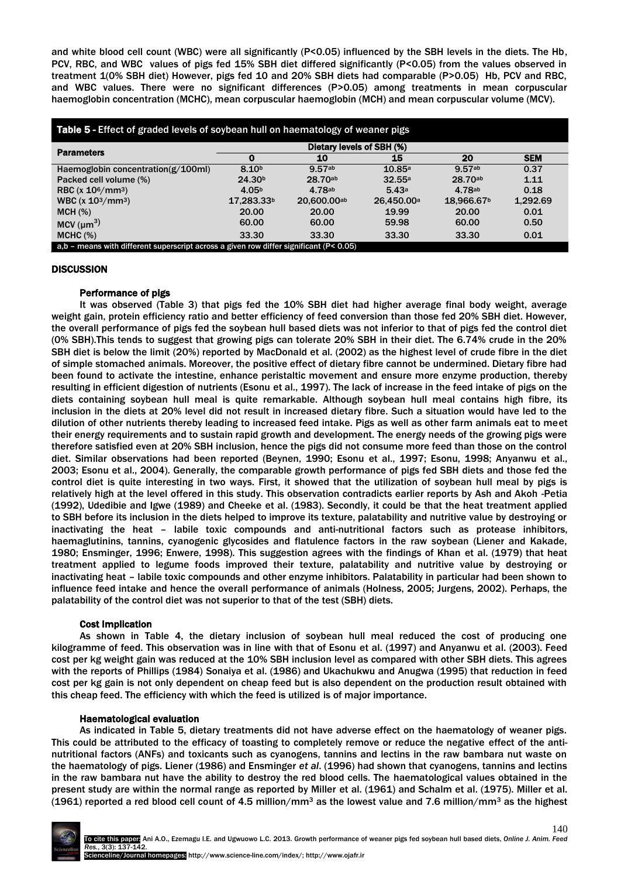and white blood cell count (WBC) were all significantly (P<0.05) influenced by the SBH levels in the diets. The Hb, PCV, RBC, and WBC values of pigs fed 15% SBH diet differed significantly (P<0.05) from the values observed in treatment 1(0% SBH diet) However, pigs fed 10 and 20% SBH diets had comparable (P>0.05) Hb, PCV and RBC, and WBC values. There were no significant differences (P>0.05) among treatments in mean corpuscular haemoglobin concentration (MCHC), mean corpuscular haemoglobin (MCH) and mean corpuscular volume (MCV).

**Table 5 - Effect of graded levels of soybean hull on haematology of weaner pigs**

| Parameters | Dietary levels of SBH (%) | | | | |
|---|---|---|---|---|---|
| | 0 | 10 | 15 | 20 | SEM |
| Haemoglobin concentration(g/100ml) | 8.10$^{b}$ | 9.57$^{ab}$ | 10.85$^{a}$ | 9.57$^{ab}$ | 0.37 |
| Packed cell volume (%) | 24.30$^{b}$ | 28.70$^{ab}$ | 32.55$^{a}$ | 28.70$^{ab}$ | 1.11 |
| RBC (x $10^6$/mm$^3$) | 4.05$^{b}$ | 4.78$^{ab}$ | 5.43$^{a}$ | 4.78$^{ab}$ | 0.18 |
| WBC (x $10^3$/mm$^3$) | 17,283.33$^{b}$ | 20,600.00$^{ab}$ | 26,450.00$^{a}$ | 18,966.67$^{b}$ | 1,292.69 |
| MCH (%) | 20.00 | 20.00 | 19.99 | 20.00 | 0.01 |
| MCV (μm$^3$) | 60.00 | 60.00 | 59.98 | 60.00 | 0.50 |
| MCHC (%) | 33.30 | 33.30 | 33.30 | 33.30 | 0.01 |

a,b – means with different superscript across a given row differ significant (P< 0.05)

## DISCUSSION

### Performance of pigs

It was observed (Table 3) that pigs fed the 10% SBH diet had higher average final body weight, average weight gain, protein efficiency ratio and better efficiency of feed conversion than those fed 20% SBH diet. However, the overall performance of pigs fed the soybean hull based diets was not inferior to that of pigs fed the control diet (0% SBH).This tends to suggest that growing pigs can tolerate 20% SBH in their diet. The 6.74% crude in the 20% SBH diet is below the limit (20%) reported by MacDonald et al. (2002) as the highest level of crude fibre in the diet of simple stomached animals. Moreover, the positive effect of dietary fibre cannot be undermined. Dietary fibre had been found to activate the intestine, enhance peristaltic movement and ensure more enzyme production, thereby resulting in efficient digestion of nutrients (Esonu et al., 1997). The lack of increase in the feed intake of pigs on the diets containing soybean hull meal is quite remarkable. Although soybean hull meal contains high fibre, its inclusion in the diets at 20% level did not result in increased dietary fibre. Such a situation would have led to the dilution of other nutrients thereby leading to increased feed intake. Pigs as well as other farm animals eat to meet their energy requirements and to sustain rapid growth and development. The energy needs of the growing pigs were therefore satisfied even at 20% SBH inclusion, hence the pigs did not consume more feed than those on the control diet. Similar observations had been reported (Beynen, 1990; Esonu et al., 1997; Esonu, 1998; Anyanwu et al., 2003; Esonu et al., 2004). Generally, the comparable growth performance of pigs fed SBH diets and those fed the control diet is quite interesting in two ways. First, it showed that the utilization of soybean hull meal by pigs is relatively high at the level offered in this study. This observation contradicts earlier reports by Ash and Akoh -Petia (1992), Udedibie and Igwe (1989) and Cheeke et al. (1983). Secondly, it could be that the heat treatment applied to SBH before its inclusion in the diets helped to improve its texture, palatability and nutritive value by destroying or inactivating the heat – labile toxic compounds and anti-nutritional factors such as protease inhibitors, haemaglutinins, tannins, cyanogenic glycosides and flatulence factors in the raw soybean (Liener and Kakade, 1980; Ensminger, 1996; Enwere, 1998). This suggestion agrees with the findings of Khan et al. (1979) that heat treatment applied to legume foods improved their texture, palatability and nutritive value by destroying or inactivating heat – labile toxic compounds and other enzyme inhibitors. Palatability in particular had been shown to influence feed intake and hence the overall performance of animals (Holness, 2005; Jurgens, 2002). Perhaps, the palatability of the control diet was not superior to that of the test (SBH) diets.

### Cost Implication

As shown in Table 4, the dietary inclusion of soybean hull meal reduced the cost of producing one kilogramme of feed. This observation was in line with that of Esonu et al. (1997) and Anyanwu et al. (2003). Feed cost per kg weight gain was reduced at the 10% SBH inclusion level as compared with other SBH diets. This agrees with the reports of Phillips (1984) Sonaiya et al. (1986) and Ukachukwu and Anugwa (1995) that reduction in feed cost per kg gain is not only dependent on cheap feed but is also dependent on the production result obtained with this cheap feed. The efficiency with which the feed is utilized is of major importance.

### Haematological evaluation

As indicated in Table 5, dietary treatments did not have adverse effect on the haematology of weaner pigs. This could be attributed to the efficacy of toasting to completely remove or reduce the negative effect of the anti-nutritional factors (ANFs) and toxicants such as cyanogens, tannins and lectins in the raw bambara nut waste on the haematology of pigs. Liener (1986) and Ensminger *et al*. (1996) had shown that cyanogens, tannins and lectins in the raw bambara nut have the ability to destroy the red blood cells. The haematological values obtained in the present study are within the normal range as reported by Miller et al. (1961) and Schalm et al. (1975). Miller et al. (1961) reported a red blood cell count of 4.5 million/mm$^3$ as the lowest value and 7.6 million/mm$^3$ as the highest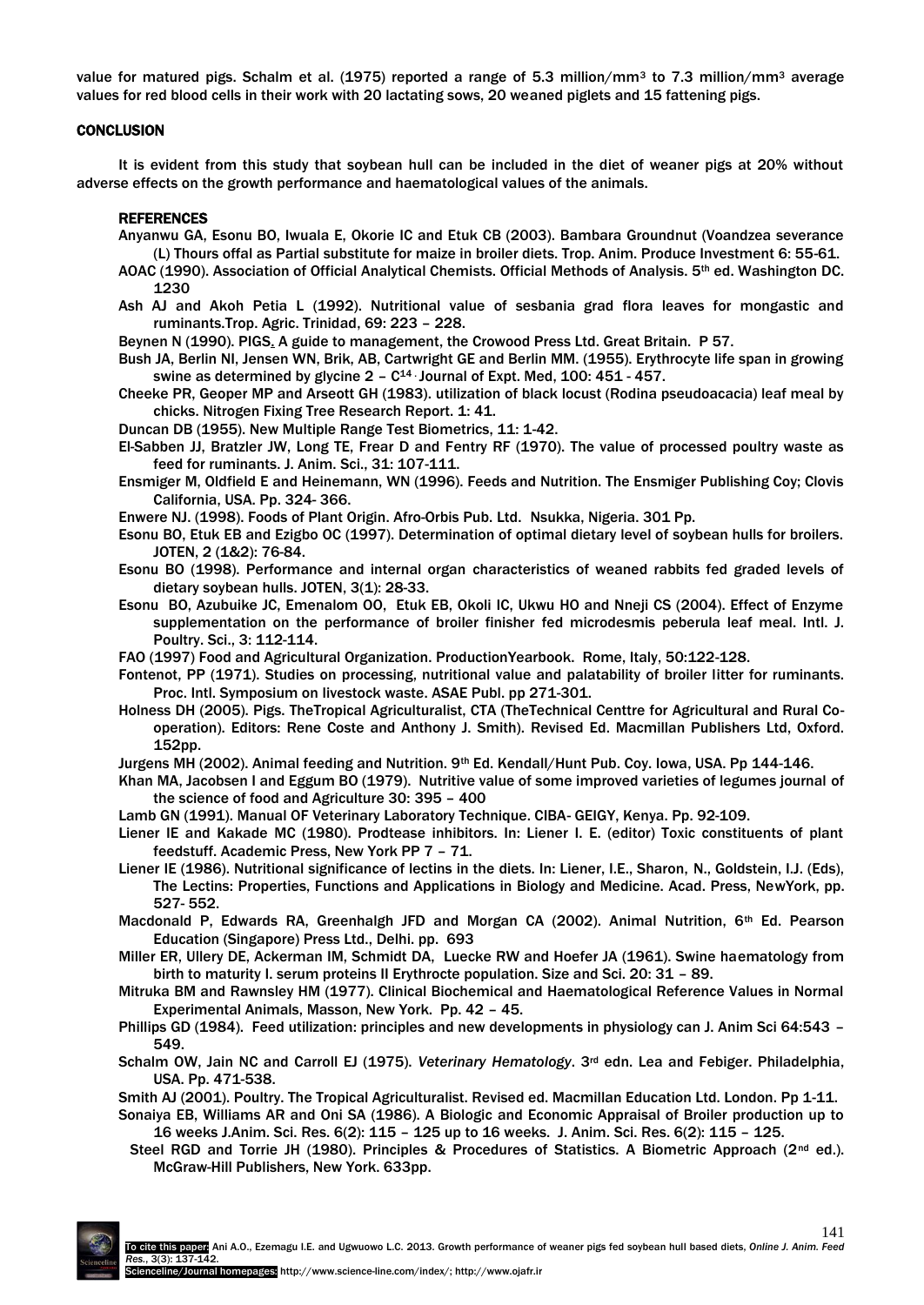value for matured pigs. Schalm et al. (1975) reported a range of 5.3 million/mm$^3$ to 7.3 million/mm$^3$ average values for red blood cells in their work with 20 lactating sows, 20 weaned piglets and 15 fattening pigs.

## CONCLUSION

It is evident from this study that soybean hull can be included in the diet of weaner pigs at 20% without adverse effects on the growth performance and haematological values of the animals.

## REFERENCES

Anyanwu GA, Esonu BO, Iwuala E, Okorie IC and Etuk CB (2003). Bambara Groundnut (Voandzea severance (L) Thours offal as Partial substitute for maize in broiler diets. Trop. Anim. Produce Investment 6: 55-61.

AOAC (1990). Association of Official Analytical Chemists. Official Methods of Analysis. 5th ed. Washington DC. 1230

Ash AJ and Akoh Petia L (1992). Nutritional value of sesbania grad flora leaves for mongastic and ruminants.Trop. Agric. Trinidad, 69: 223 – 228.

Beynen N (1990). PIGS. A guide to management, the Crowood Press Ltd. Great Britain. P 57.

Bush JA, Berlin NI, Jensen WN, Brik, AB, Cartwright GE and Berlin MM. (1955). Erythrocyte life span in growing swine as determined by glycine 2 – $C^{14}$ Journal of Expt. Med, 100: 451 - 457.

Cheeke PR, Geoper MP and Arseott GH (1983). utilization of black locust (Rodina pseudoacacia) leaf meal by chicks. Nitrogen Fixing Tree Research Report. 1: 41.

Duncan DB (1955). New Multiple Range Test Biometrics, 11: 1-42.

El-Sabben JJ, Bratzler JW, Long TE, Frear D and Fentry RF (1970). The value of processed poultry waste as feed for ruminants. J. Anim. Sci., 31: 107-111.

Ensmiger M, Oldfield E and Heinemann, WN (1996). Feeds and Nutrition. The Ensmiger Publishing Coy; Clovis California, USA. Pp. 324- 366.

Enwere NJ. (1998). Foods of Plant Origin. Afro-Orbis Pub. Ltd. Nsukka, Nigeria. 301 Pp.

Esonu BO, Etuk EB and Ezigbo OC (1997). Determination of optimal dietary level of soybean hulls for broilers. JOTEN, 2 (1&2): 76-84.

Esonu BO (1998). Performance and internal organ characteristics of weaned rabbits fed graded levels of dietary soybean hulls. JOTEN, 3(1): 28-33.

Esonu BO, Azubuike JC, Emenalom OO, Etuk EB, Okoli IC, Ukwu HO and Nneji CS (2004). Effect of Enzyme supplementation on the performance of broiler finisher fed microdesmis peberula leaf meal. Intl. J. Poultry. Sci., 3: 112-114.

FAO (1997) Food and Agricultural Organization. ProductionYearbook. Rome, Italy, 50:122-128.

Fontenot, PP (1971). Studies on processing, nutritional value and palatability of broiler litter for ruminants. Proc. Intl. Symposium on livestock waste. ASAE Publ. pp 271-301.

Holness DH (2005). Pigs. TheTropical Agriculturalist, CTA (TheTechnical Centtre for Agricultural and Rural Co-operation). Editors: Rene Coste and Anthony J. Smith). Revised Ed. Macmillan Publishers Ltd, Oxford. 152pp.

Jurgens MH (2002). Animal feeding and Nutrition. 9th Ed. Kendall/Hunt Pub. Coy. Iowa, USA. Pp 144-146.

Khan MA, Jacobsen I and Eggum BO (1979). Nutritive value of some improved varieties of legumes journal of the science of food and Agriculture 30: 395 – 400

Lamb GN (1991). Manual OF Veterinary Laboratory Technique. CIBA- GEIGY, Kenya. Pp. 92-109.

Liener IE and Kakade MC (1980). Prodtease inhibitors. In: Liener I. E. (editor) Toxic constituents of plant feedstuff. Academic Press, New York PP 7 – 71.

Liener IE (1986). Nutritional significance of lectins in the diets. In: Liener, I.E., Sharon, N., Goldstein, I.J. (Eds), The Lectins: Properties, Functions and Applications in Biology and Medicine. Acad. Press, NewYork, pp. 527- 552.

Macdonald P, Edwards RA, Greenhalgh JFD and Morgan CA (2002). Animal Nutrition, 6th Ed. Pearson Education (Singapore) Press Ltd., Delhi. pp. 693

Miller ER, Ullery DE, Ackerman IM, Schmidt DA, Luecke RW and Hoefer JA (1961). Swine haematology from birth to maturity I. serum proteins II Erythrocte population. Size and Sci. 20: 31 – 89.

Mitruka BM and Rawnsley HM (1977). Clinical Biochemical and Haematological Reference Values in Normal Experimental Animals, Masson, New York. Pp. 42 – 45.

Phillips GD (1984). Feed utilization: principles and new developments in physiology can J. Anim Sci 64:543 – 549.

Schalm OW, Jain NC and Carroll EJ (1975). *Veterinary Hematology*. 3rd edn. Lea and Febiger. Philadelphia, USA. Pp. 471-538.

Smith AJ (2001). Poultry. The Tropical Agriculturalist. Revised ed. Macmillan Education Ltd. London. Pp 1-11.

Sonaiya EB, Williams AR and Oni SA (1986). A Biologic and Economic Appraisal of Broiler production up to 16 weeks J.Anim. Sci. Res. 6(2): 115 – 125 up to 16 weeks. J. Anim. Sci. Res. 6(2): 115 – 125.

Steel RGD and Torrie JH (1980). Principles & Procedures of Statistics. A Biometric Approach (2nd ed.). McGraw-Hill Publishers, New York. 633pp.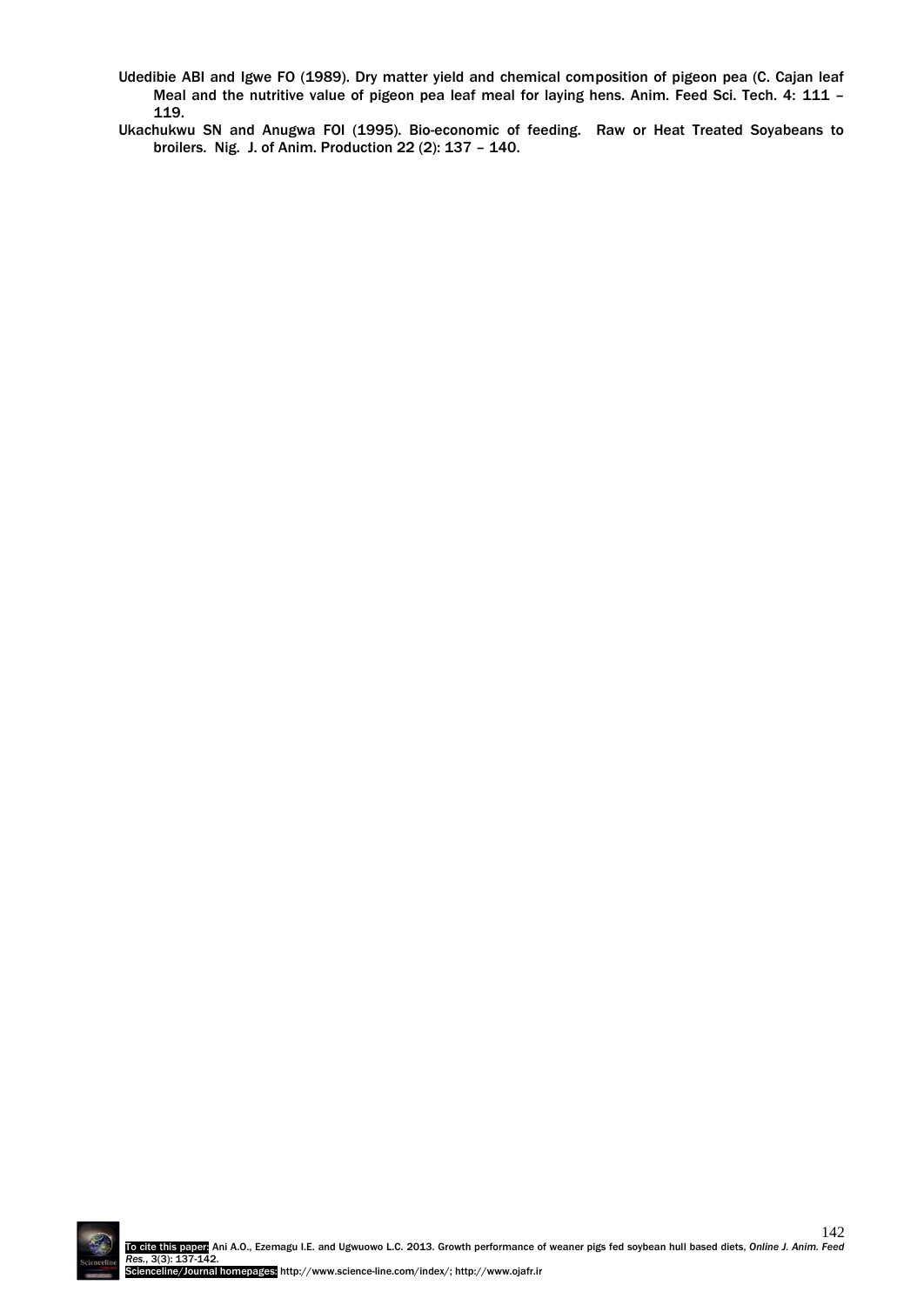Udedibie ABI and Igwe FO (1989). Dry matter yield and chemical composition of pigeon pea (C. Cajan leaf Meal and the nutritive value of pigeon pea leaf meal for laying hens. Anim. Feed Sci. Tech. 4: 111 – 119.

Ukachukwu SN and Anugwa FOI (1995). Bio-economic of feeding. Raw or Heat Treated Soyabeans to broilers. Nig. J. of Anim. Production 22 (2): 137 – 140.